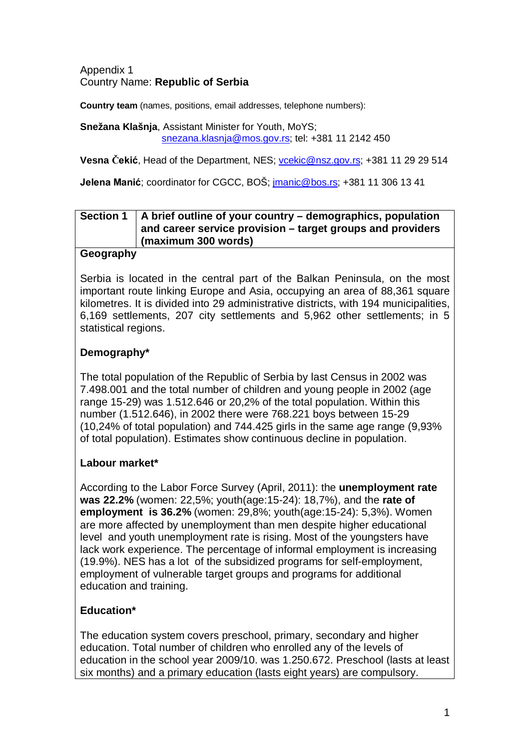Appendix 1
Country Name: **Republic of Serbia**

**Country team** (names, positions, email addresses, telephone numbers):

**Snežana Klašnja**, Assistant Minister for Youth, MoYS;
snezana.klasnja@mos.gov.rs; tel: +381 11 2142 450

**Vesna Čekić**, Head of the Department, NES; vcekic@nsz.gov.rs; +381 11 29 29 514

**Jelena Manić**; coordinator for CGCC, BOŠ; jmanic@bos.rs; +381 11 306 13 41

| **Section 1** | **A brief outline of your country – demographics, population and career service provision – target groups and providers (maximum 300 words)** |
|---|---|

**Geography**

Serbia is located in the central part of the Balkan Peninsula, on the most important route linking Europe and Asia, occupying an area of 88,361 square kilometres. It is divided into 29 administrative districts, with 194 municipalities, 6,169 settlements, 207 city settlements and 5,962 other settlements; in 5 statistical regions.

**Demography***

The total population of the Republic of Serbia by last Census in 2002 was 7.498.001 and the total number of children and young people in 2002 (age range 15-29) was 1.512.646 or 20,2% of the total population. Within this number (1.512.646), in 2002 there were 768.221 boys between 15-29 (10,24% of total population) and 744.425 girls in the same age range (9,93% of total population). Estimates show continuous decline in population.

**Labour market***

According to the Labor Force Survey (April, 2011): the **unemployment rate was 22.2%** (women: 22,5%; youth(age:15-24): 18,7%), and the **rate of employment is 36.2%** (women: 29,8%; youth(age:15-24): 5,3%). Women are more affected by unemployment than men despite higher educational level and youth unemployment rate is rising. Most of the youngsters have lack work experience. The percentage of informal employment is increasing (19.9%). NES has a lot of the subsidized programs for self-employment, employment of vulnerable target groups and programs for additional education and training.

**Education***

The education system covers preschool, primary, secondary and higher education. Total number of children who enrolled any of the levels of education in the school year 2009/10. was 1.250.672. Preschool (lasts at least six months) and a primary education (lasts eight years) are compulsory.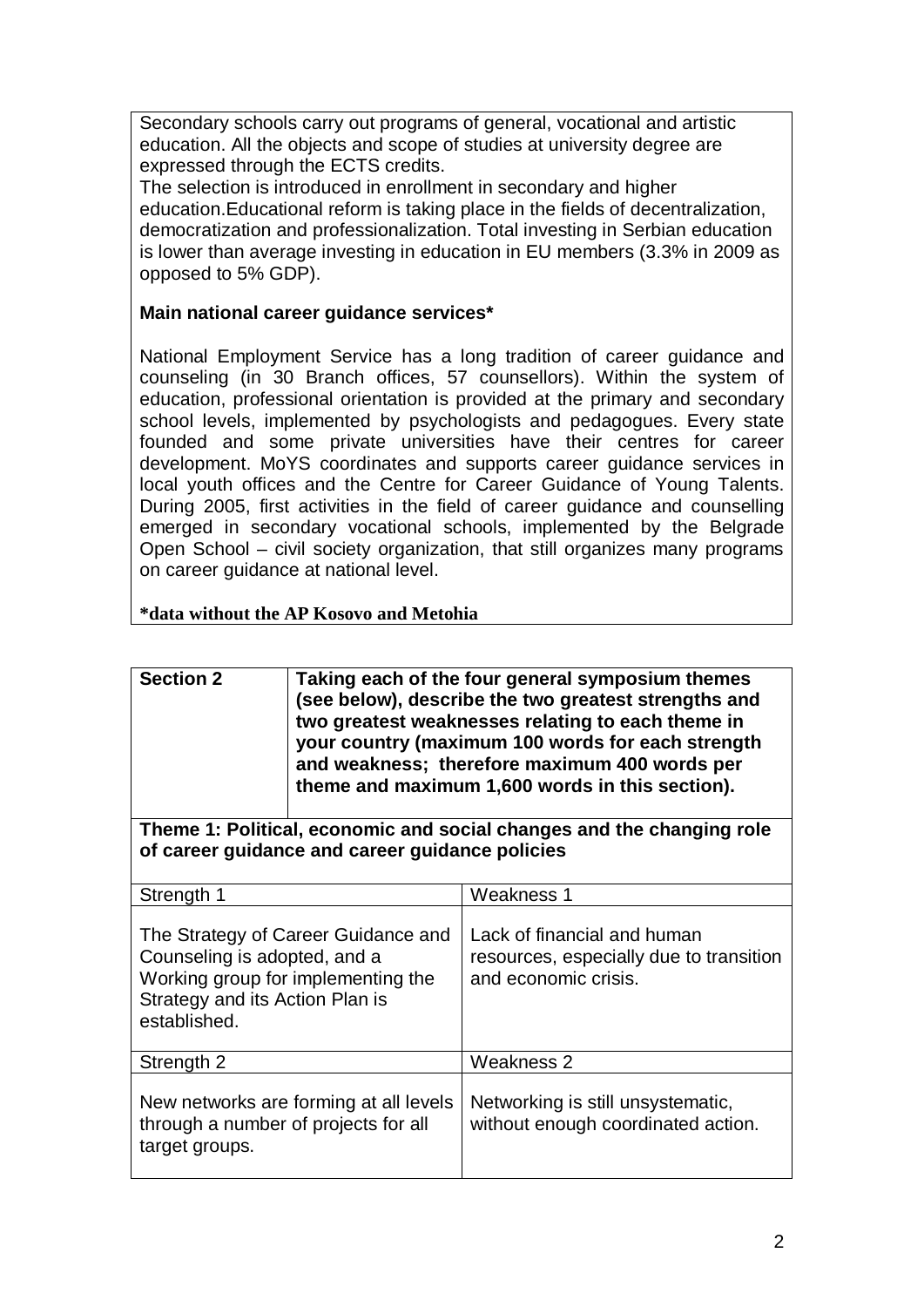Secondary schools carry out programs of general, vocational and artistic education. All the objects and scope of studies at university degree are expressed through the ECTS credits.

The selection is introduced in enrollment in secondary and higher education.Educational reform is taking place in the fields of decentralization, democratization and professionalization. Total investing in Serbian education is lower than average investing in education in EU members (3.3% in 2009 as opposed to 5% GDP).

**Main national career guidance services***

National Employment Service has a long tradition of career guidance and counseling (in 30 Branch offices, 57 counsellors). Within the system of education, professional orientation is provided at the primary and secondary school levels, implemented by psychologists and pedagogues. Every state founded and some private universities have their centres for career development. MoYS coordinates and supports career guidance services in local youth offices and the Centre for Career Guidance of Young Talents. During 2005, first activities in the field of career guidance and counselling emerged in secondary vocational schools, implemented by the Belgrade Open School – civil society organization, that still organizes many programs on career guidance at national level.

***data without the AP Kosovo and Metohia**

| **Section 2** | **Taking each of the four general symposium themes (see below), describe the two greatest strengths and two greatest weaknesses relating to each theme in your country (maximum 100 words for each strength and weakness; therefore maximum 400 words per theme and maximum 1,600 words in this section).** |
|---|---|

**Theme 1: Political, economic and social changes and the changing role of career guidance and career guidance policies**

| Strength 1 | Weakness 1 |
|---|---|
| The Strategy of Career Guidance and Counseling is adopted, and a Working group for implementing the Strategy and its Action Plan is established. | Lack of financial and human resources, especially due to transition and economic crisis. |
| **Strength 2** | **Weakness 2** |
| New networks are forming at all levels through a number of projects for all target groups. | Networking is still unsystematic, without enough coordinated action. |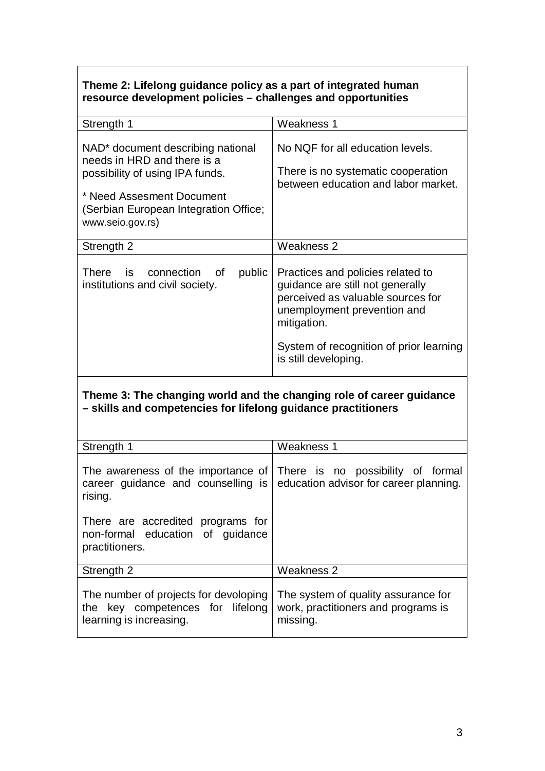**Theme 2: Lifelong guidance policy as a part of integrated human resource development policies – challenges and opportunities**

| Strength 1 | Weakness 1 |
|---|---|
| NAD* document describing national needs in HRD and there is a possibility of using IPA funds.<br><br>* Need Assesment Document (Serbian European Integration Office; www.seio.gov.rs) | No NQF for all education levels.<br><br>There is no systematic cooperation between education and labor market. |
| **Strength 2** | **Weakness 2** |
| There is connection of public institutions and civil society. | Practices and policies related to guidance are still not generally perceived as valuable sources for unemployment prevention and mitigation.<br><br>System of recognition of prior learning is still developing. |

**Theme 3: The changing world and the changing role of career guidance – skills and competencies for lifelong guidance practitioners**

| Strength 1 | Weakness 1 |
|---|---|
| The awareness of the importance of career guidance and counselling is rising.<br><br>There are accredited programs for non-formal education of guidance practitioners. | There is no possibility of formal education advisor for career planning. |
| **Strength 2** | **Weakness 2** |
| The number of projects for devoloping the key competences for lifelong learning is increasing. | The system of quality assurance for work, practitioners and programs is missing. |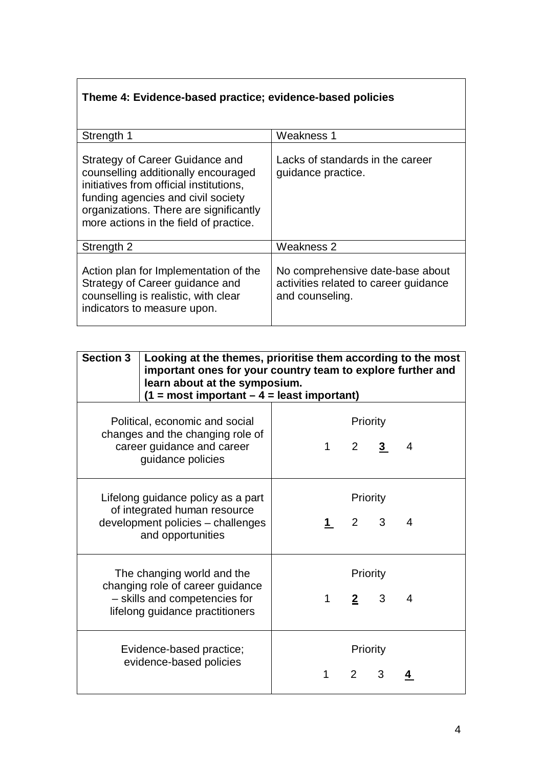| **Theme 4: Evidence-based practice; evidence-based policies** | |
| --- | --- |
| Strength 1 | Weakness 1 |
| Strategy of Career Guidance and counselling additionally encouraged initiatives from official institutions, funding agencies and civil society organizations. There are significantly more actions in the field of practice. | Lacks of standards in the career guidance practice. |
| Strength 2 | Weakness 2 |
| Action plan for Implementation of the Strategy of Career guidance and counselling is realistic, with clear indicators to measure upon. | No comprehensive date-base about activities related to career guidance and counseling. |

| **Section 3** | **Looking at the themes, prioritise them according to the most important ones for your country team to explore further and learn about at the symposium. (1 = most important – 4 = least important)** |
| --- | --- |
| Political, economic and social changes and the changing role of career guidance and career guidance policies | Priority<br>1 2 **<u>3</u>** 4 |
| Lifelong guidance policy as a part of integrated human resource development policies – challenges and opportunities | Priority<br>**<u>1</u>** 2 3 4 |
| The changing world and the changing role of career guidance – skills and competencies for lifelong guidance practitioners | Priority<br>1 **<u>2</u>** 3 4 |
| Evidence-based practice; evidence-based policies | Priority<br>1 2 3 **<u>4</u>** |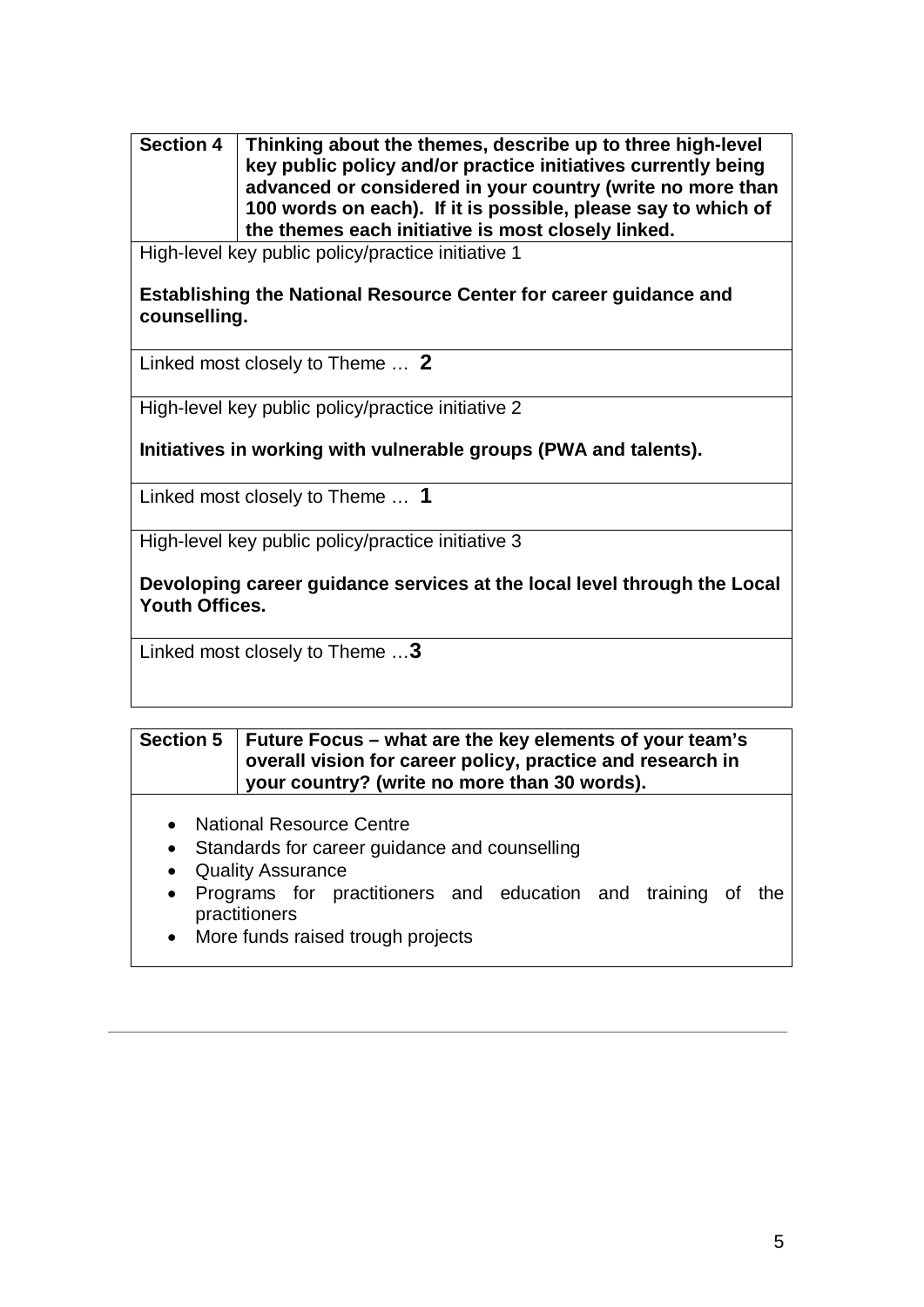| **Section 4** | **Thinking about the themes, describe up to three high-level key public policy and/or practice initiatives currently being advanced or considered in your country (write no more than 100 words on each). If it is possible, please say to which of the themes each initiative is most closely linked.** |
|---|---|

High-level key public policy/practice initiative 1

**Establishing the National Resource Center for career guidance and counselling.**

Linked most closely to Theme … **2**

High-level key public policy/practice initiative 2

**Initiatives in working with vulnerable groups (PWA and talents).**

Linked most closely to Theme … **1**

High-level key public policy/practice initiative 3

**Devoloping career guidance services at the local level through the Local Youth Offices.**

Linked most closely to Theme …**3**

| **Section 5** | **Future Focus – what are the key elements of your team's overall vision for career policy, practice and research in your country? (write no more than 30 words).** |
|---|---|

- National Resource Centre
- Standards for career guidance and counselling
- Quality Assurance
- Programs for practitioners and education and training of the practitioners
- More funds raised trough projects